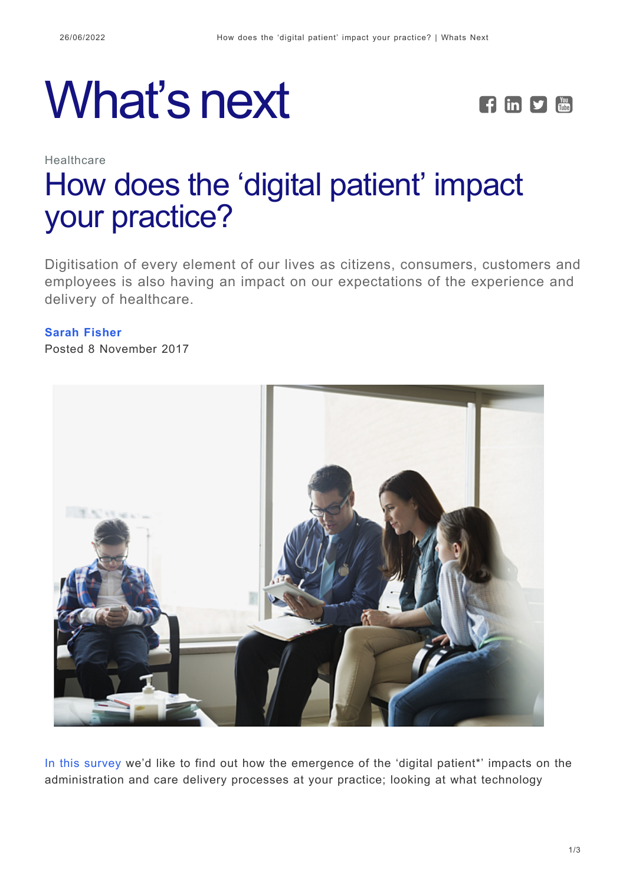# What's next

Healthcare

## How does the 'digital patient' impact your practice?

Digitisation of every element of our lives as citizens, consumers, customers and employees is also having an impact on our expectations of the experience and delivery of healthcare.

**Sarah Fisher**
Posted 8 November 2017

In this survey we'd like to find out how the emergence of the 'digital patient*' impacts on the administration and care delivery processes at your practice; looking at what technology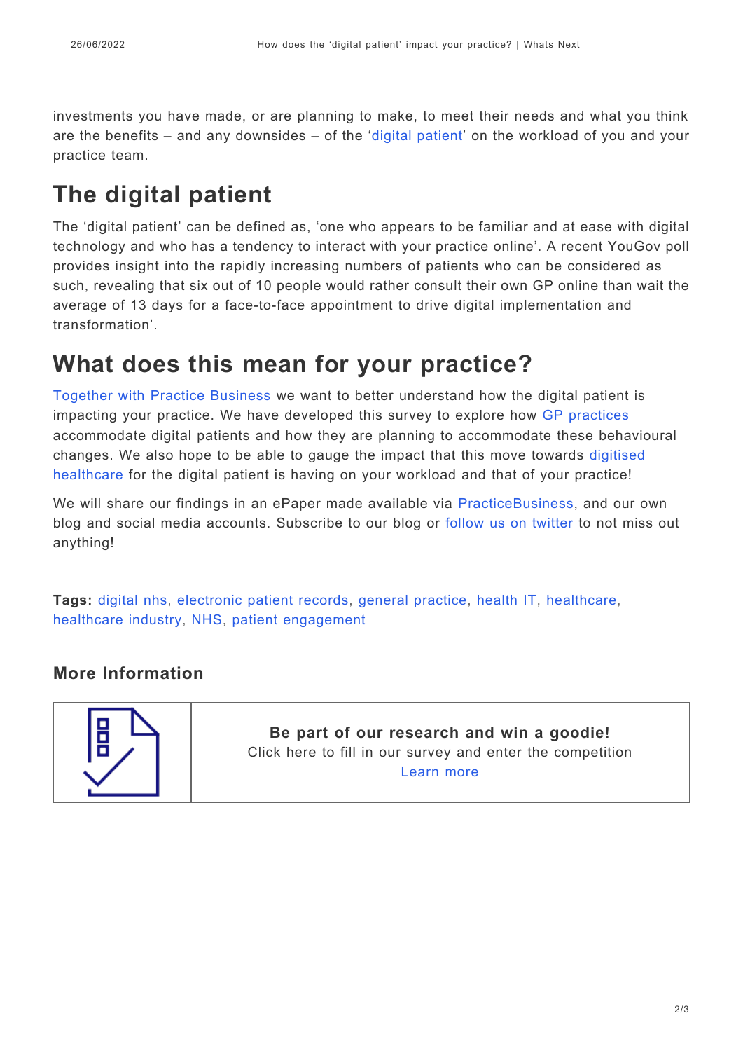investments you have made, or are planning to make, to meet their needs and what you think are the benefits – and any downsides – of the 'digital patient' on the workload of you and your practice team.

## The digital patient

The 'digital patient' can be defined as, 'one who appears to be familiar and at ease with digital technology and who has a tendency to interact with your practice online'. A recent YouGov poll provides insight into the rapidly increasing numbers of patients who can be considered as such, revealing that six out of 10 people would rather consult their own GP online than wait the average of 13 days for a face-to-face appointment to drive digital implementation and transformation'.

## What does this mean for your practice?

Together with Practice Business we want to better understand how the digital patient is impacting your practice. We have developed this survey to explore how GP practices accommodate digital patients and how they are planning to accommodate these behavioural changes. We also hope to be able to gauge the impact that this move towards digitised healthcare for the digital patient is having on your workload and that of your practice!

We will share our findings in an ePaper made available via PracticeBusiness, and our own blog and social media accounts. Subscribe to our blog or follow us on twitter to not miss out anything!

**Tags:** digital nhs, electronic patient records, general practice, health IT, healthcare, healthcare industry, NHS, patient engagement

### More Information

**Be part of our research and win a goodie!**
Click here to fill in our survey and enter the competition
Learn more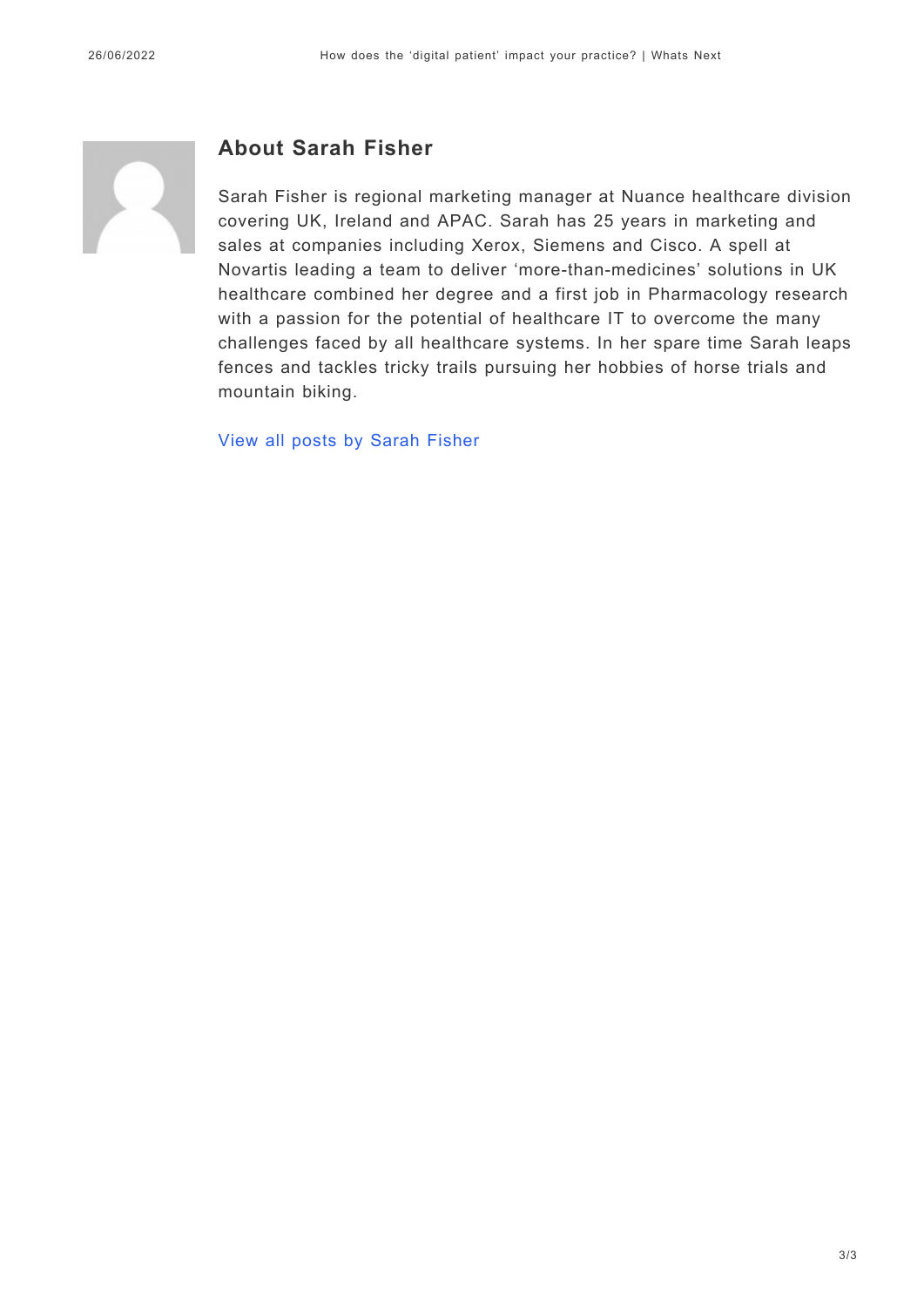## About Sarah Fisher

Sarah Fisher is regional marketing manager at Nuance healthcare division covering UK, Ireland and APAC. Sarah has 25 years in marketing and sales at companies including Xerox, Siemens and Cisco. A spell at Novartis leading a team to deliver 'more-than-medicines' solutions in UK healthcare combined her degree and a first job in Pharmacology research with a passion for the potential of healthcare IT to overcome the many challenges faced by all healthcare systems. In her spare time Sarah leaps fences and tackles tricky trails pursuing her hobbies of horse trials and mountain biking.

View all posts by Sarah Fisher